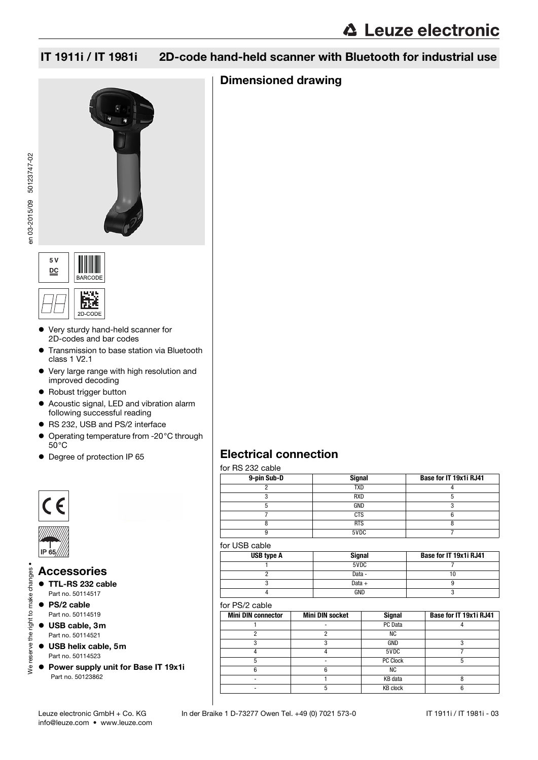# IT 1911i / IT 1981i 2D-code hand-held scanner with Bluetooth for industrial use

en 03-2015/09 50123747-02

5 V DC

BARCODE

2D-CODE

- Very sturdy hand-held scanner for 2D-codes and bar codes
- Transmission to base station via Bluetooth class 1 V2.1
- Very large range with high resolution and improved decoding
- Robust trigger button
- Acoustic signal, LED and vibration alarm following successful reading
- RS 232, USB and PS/2 interface
- Operating temperature from -20°C through 50°C
- Degree of protection IP 65

IP 65

## Accessories

- **TTL-RS 232 cable**
  Part no. 50114517
- **PS/2 cable**
  Part no. 50114519
- **USB cable, 3m**
  Part no. 50114521
- **USB helix cable, 5m**
  Part no. 50114523
- **Power supply unit for Base IT 19x1i**
  Part no. 50123862

We reserve the right to make changes •

## Dimensioned drawing

## Electrical connection

for RS 232 cable

| 9-pin Sub-D | Signal | Base for IT 19x1i RJ41 |
|---|---|---|
| 2 | TXD | 4 |
| 3 | RXD | 5 |
| 5 | GND | 3 |
| 7 | CTS | 6 |
| 8 | RTS | 8 |
| 9 | 5VDC | 7 |

for USB cable

| USB type A | Signal | Base for IT 19x1i RJ41 |
|---|---|---|
| 1 | 5VDC | 7 |
| 2 | Data - | 10 |
| 3 | Data + | 9 |
| 4 | GND | 3 |

for PS/2 cable

| Mini DIN connector | Mini DIN socket | Signal | Base for IT 19x1i RJ41 |
|---|---|---|---|
| 1 | - | PC Data | 4 |
| 2 | 2 | NC | |
| 3 | 3 | GND | 3 |
| 4 | 4 | 5VDC | 7 |
| 5 | - | PC Clock | 5 |
| 6 | 6 | NC | |
| - | 1 | KB data | 8 |
| - | 5 | KB clock | 6 |

Leuze electronic GmbH + Co. KG In der Braike 1 D-73277 Owen Tel. +49 (0) 7021 573-0
info@leuze.com • www.leuze.com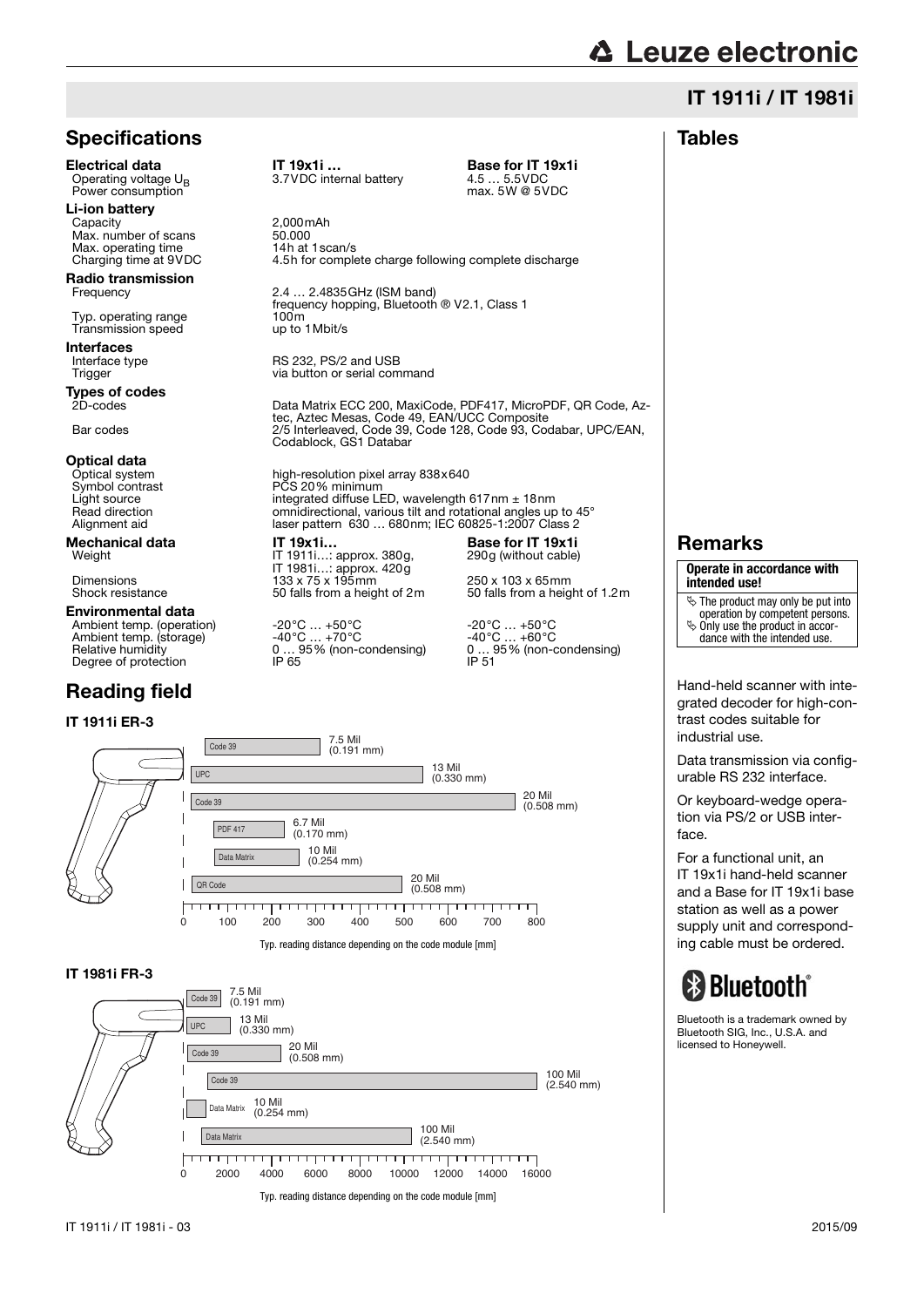# IT 1911i / IT 1981i

## Specifications

| | IT 19x1i … | Base for IT 19x1i |
|---|---|---|
| **Electrical data** | | |
| Operating voltage $U_B$ | 3.7VDC internal battery | 4.5 … 5.5VDC |
| Power consumption | | max. 5W @ 5VDC |
| **Li-ion battery** | | |
| Capacity | 2,000mAh | |
| Max. number of scans | 50.000 | |
| Max. operating time | 14h at 1scan/s | |
| Charging time at 9VDC | 4.5h for complete charge following complete discharge | |
| **Radio transmission** | | |
| Frequency | 2.4 … 2.4835GHz (ISM band) frequency hopping, Bluetooth ® V2.1, Class 1 | |
| Typ. operating range | 100m | |
| Transmission speed | up to 1Mbit/s | |
| **Interfaces** | | |
| Interface type | RS 232, PS/2 and USB | |
| Trigger | via button or serial command | |
| **Types of codes** | | |
| 2D-codes | Data Matrix ECC 200, MaxiCode, PDF417, MicroPDF, QR Code, Aztec, Aztec Mesas, Code 49, EAN/UCC Composite | |
| Bar codes | 2/5 Interleaved, Code 39, Code 128, Code 93, Codabar, UPC/EAN, Codablock, GS1 Databar | |
| **Optical data** | | |
| Optical system | high-resolution pixel array 838x640 | |
| Symbol contrast | PCS 20% minimum | |
| Light source | integrated diffuse LED, wavelength 617nm ± 18nm | |
| Read direction | omnidirectional, various tilt and rotational angles up to 45° | |
| Alignment aid | laser pattern 630 … 680nm; IEC 60825-1:2007 Class 2 | |
| **Mechanical data** | **IT 19x1i…** | **Base for IT 19x1i** |
| Weight | IT 1911i…: approx. 380g, IT 1981i…: approx. 420g | 290g (without cable) |
| Dimensions | 133 x 75 x 195mm | 250 x 103 x 65mm |
| Shock resistance | 50 falls from a height of 2m | 50 falls from a height of 1.2m |
| **Environmental data** | | |
| Ambient temp. (operation) | -20°C … +50°C | -20°C … +50°C |
| Ambient temp. (storage) | -40°C … +70°C | -40°C … +60°C |
| Relative humidity | 0 … 95% (non-condensing) | 0 … 95% (non-condensing) |
| Degree of protection | IP 65 | IP 51 |

## Reading field

### IT 1911i ER-3

| Code | Module | Typ. reading distance |
|---|---|---|
| Code 39 | 7.5 Mil (0.191 mm) | |
| UPC | 13 Mil (0.330 mm) | |
| Code 39 | 20 Mil (0.508 mm) | |
| PDF 417 | 6.7 Mil (0.170 mm) | |
| Data Matrix | 10 Mil (0.254 mm) | |
| QR Code | 20 Mil (0.508 mm) | |

Typ. reading distance depending on the code module [mm] (scale 0 … 800)

### IT 1981i FR-3

| Code | Module | Typ. reading distance |
|---|---|---|
| Code 39 | 7.5 Mil (0.191 mm) | |
| UPC | 13 Mil (0.330 mm) | |
| Code 39 | 20 Mil (0.508 mm) | |
| Code 39 | 100 Mil (2.540 mm) | |
| Data Matrix | 10 Mil (0.254 mm) | |
| Data Matrix | 100 Mil (2.540 mm) | |

Typ. reading distance depending on the code module [mm] (scale 0 … 16000)

## Tables

## Remarks

**Operate in accordance with intended use!**

- The product may only be put into operation by competent persons.
- Only use the product in accordance with the intended use.

Hand-held scanner with integrated decoder for high-contrast codes suitable for industrial use.

Data transmission via configurable RS 232 interface.

Or keyboard-wedge operation via PS/2 or USB interface.

For a functional unit, an IT 19x1i hand-held scanner and a Base for IT 19x1i base station as well as a power supply unit and corresponding cable must be ordered.

Bluetooth®

Bluetooth is a trademark owned by Bluetooth SIG, Inc., U.S.A. and licensed to Honeywell.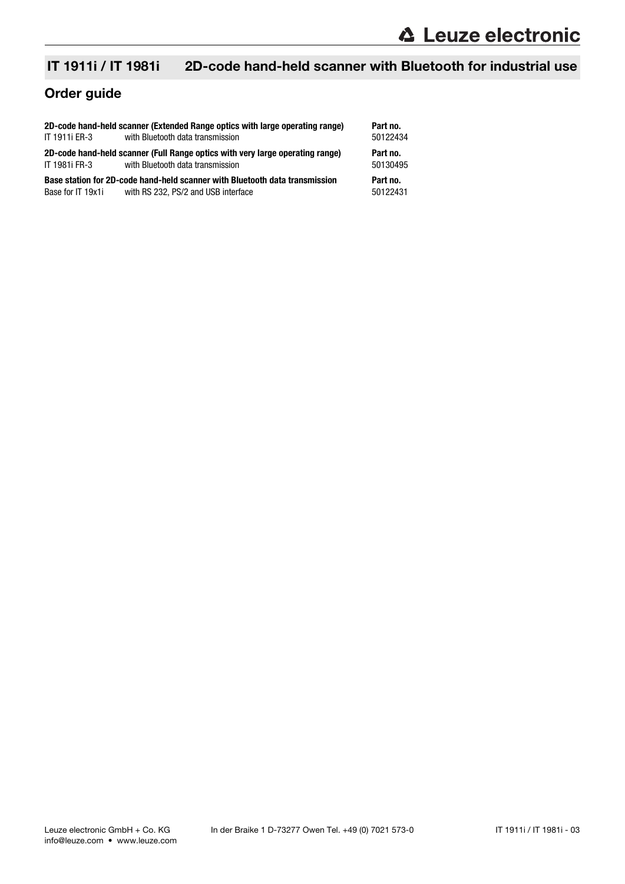## IT 1911i / IT 1981i 2D-code hand-held scanner with Bluetooth for industrial use

### Order guide

| 2D-code hand-held scanner (Extended Range optics with large operating range) | | Part no. |
|---|---|---|
| IT 1911i ER-3 | with Bluetooth data transmission | 50122434 |
| **2D-code hand-held scanner (Full Range optics with very large operating range)** | | **Part no.** |
| IT 1981i FR-3 | with Bluetooth data transmission | 50130495 |
| **Base station for 2D-code hand-held scanner with Bluetooth data transmission** | | **Part no.** |
| Base for IT 19x1i | with RS 232, PS/2 and USB interface | 50122431 |

Leuze electronic GmbH + Co. KG
info@leuze.com • www.leuze.com

In der Braike 1 D-73277 Owen Tel. +49 (0) 7021 573-0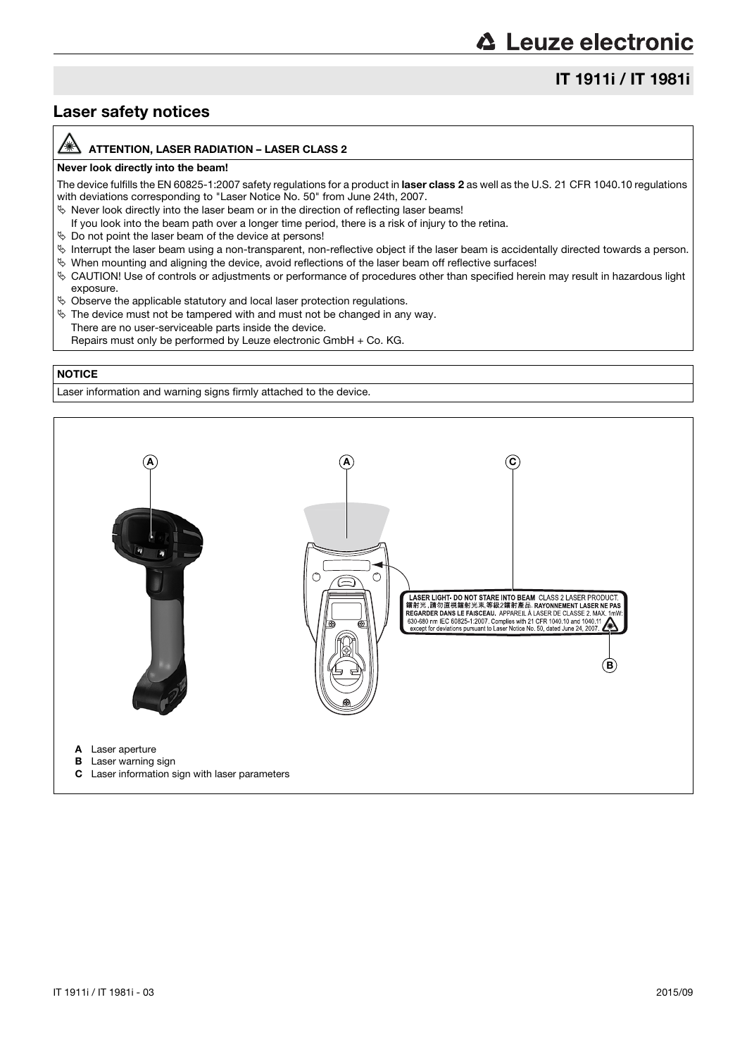## Laser safety notices

**ATTENTION, LASER RADIATION – LASER CLASS 2**

**Never look directly into the beam!**

The device fulfills the EN 60825-1:2007 safety regulations for a product in **laser class 2** as well as the U.S. 21 CFR 1040.10 regulations with deviations corresponding to "Laser Notice No. 50" from June 24th, 2007.

- Never look directly into the laser beam or in the direction of reflecting laser beams!
  If you look into the beam path over a longer time period, there is a risk of injury to the retina.
- Do not point the laser beam of the device at persons!
- Interrupt the laser beam using a non-transparent, non-reflective object if the laser beam is accidentally directed towards a person.
- When mounting and aligning the device, avoid reflections of the laser beam off reflective surfaces!
- CAUTION! Use of controls or adjustments or performance of procedures other than specified herein may result in hazardous light exposure.
- Observe the applicable statutory and local laser protection regulations.
- The device must not be tampered with and must not be changed in any way.
  There are no user-serviceable parts inside the device.
  Repairs must only be performed by Leuze electronic GmbH + Co. KG.

**NOTICE**

Laser information and warning signs firmly attached to the device.

LASER LIGHT• DO NOT STARE INTO BEAM CLASS 2 LASER PRODUCT.
鐳射光，請勿直視鐳射光束.等級2鐳射產品. RAYONNEMENT LASER NE PAS REGARDER DANS LE FAISCEAU. APPAREIL À LASER DE CLASSE 2. MAX. 1mW; 630-680 nm IEC 60825-1:2007. Complies with 21 CFR 1040.10 and 1040.11 except for deviations pursuant to Laser Notice No. 50, dated June 24, 2007.

- **A** Laser aperture
- **B** Laser warning sign
- **C** Laser information sign with laser parameters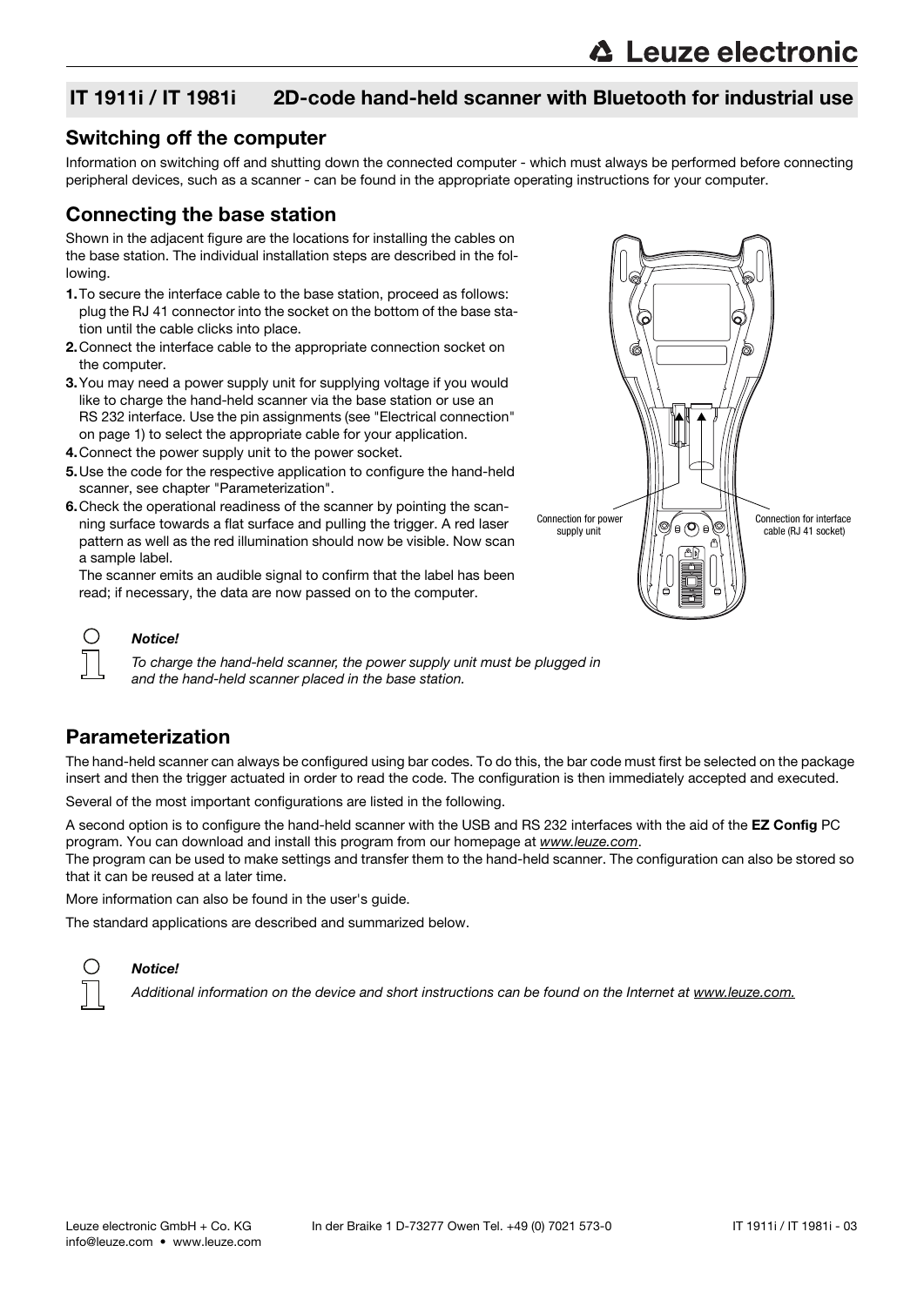## IT 1911i / IT 1981i 2D-code hand-held scanner with Bluetooth for industrial use

## Switching off the computer

Information on switching off and shutting down the connected computer - which must always be performed before connecting peripheral devices, such as a scanner - can be found in the appropriate operating instructions for your computer.

## Connecting the base station

Shown in the adjacent figure are the locations for installing the cables on the base station. The individual installation steps are described in the following.

1. To secure the interface cable to the base station, proceed as follows: plug the RJ 41 connector into the socket on the bottom of the base station until the cable clicks into place.
2. Connect the interface cable to the appropriate connection socket on the computer.
3. You may need a power supply unit for supplying voltage if you would like to charge the hand-held scanner via the base station or use an RS 232 interface. Use the pin assignments (see "Electrical connection" on page 1) to select the appropriate cable for your application.
4. Connect the power supply unit to the power socket.
5. Use the code for the respective application to configure the hand-held scanner, see chapter "Parameterization".
6. Check the operational readiness of the scanner by pointing the scanning surface towards a flat surface and pulling the trigger. A red laser pattern as well as the red illumination should now be visible. Now scan a sample label.
   The scanner emits an audible signal to confirm that the label has been read; if necessary, the data are now passed on to the computer.

Connection for power supply unit

Connection for interface cable (RJ 41 socket)

***Notice!***

*To charge the hand-held scanner, the power supply unit must be plugged in and the hand-held scanner placed in the base station.*

## Parameterization

The hand-held scanner can always be configured using bar codes. To do this, the bar code must first be selected on the package insert and then the trigger actuated in order to read the code. The configuration is then immediately accepted and executed.

Several of the most important configurations are listed in the following.

A second option is to configure the hand-held scanner with the USB and RS 232 interfaces with the aid of the **EZ Config** PC program. You can download and install this program from our homepage at *www.leuze.com*.
The program can be used to make settings and transfer them to the hand-held scanner. The configuration can also be stored so that it can be reused at a later time.

More information can also be found in the user's guide.

The standard applications are described and summarized below.

***Notice!***

*Additional information on the device and short instructions can be found on the Internet at www.leuze.com.*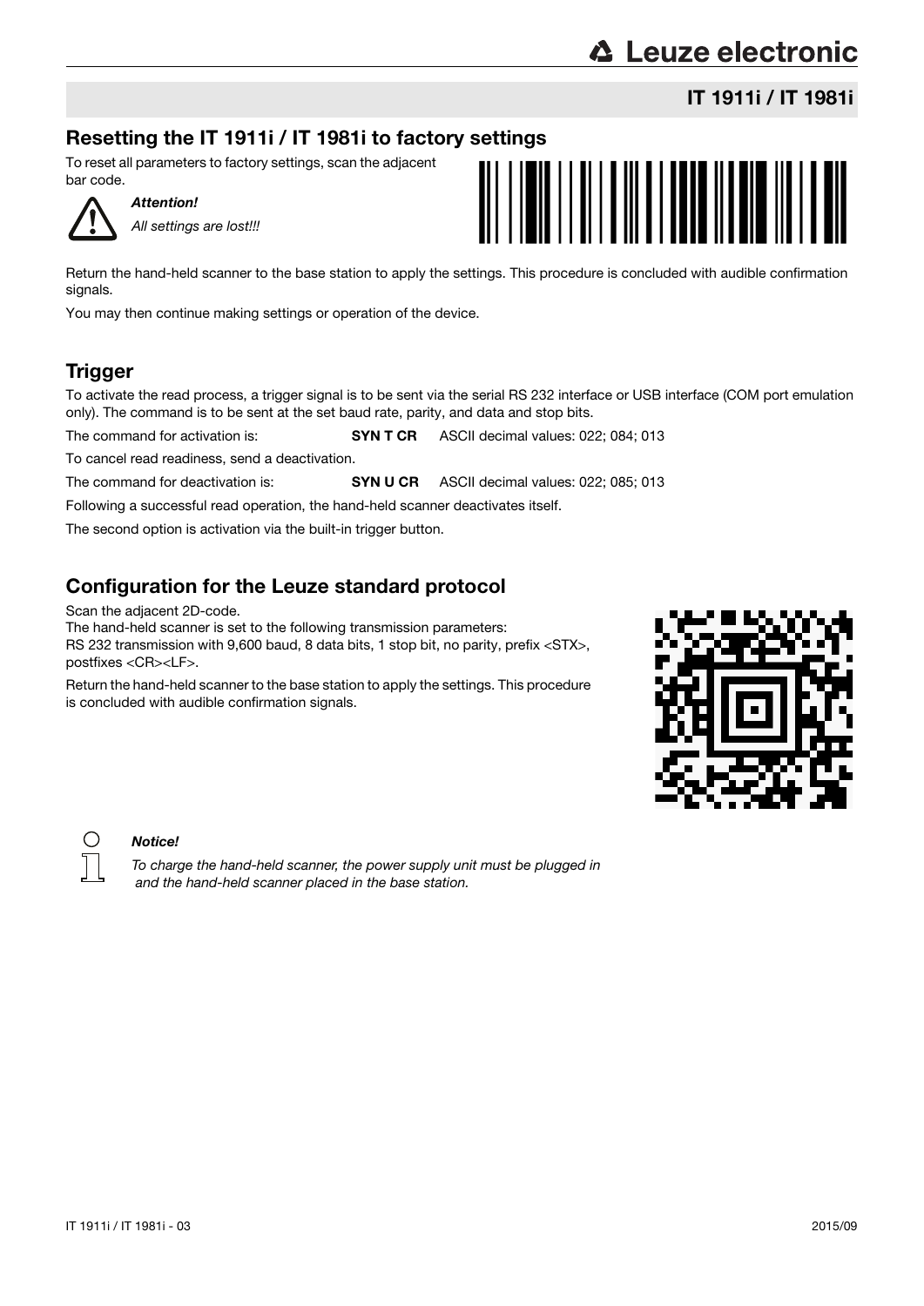## Resetting the IT 1911i / IT 1981i to factory settings

To reset all parameters to factory settings, scan the adjacent bar code.

***Attention!***

*All settings are lost!!!*

Return the hand-held scanner to the base station to apply the settings. This procedure is concluded with audible confirmation signals.

You may then continue making settings or operation of the device.

## Trigger

To activate the read process, a trigger signal is to be sent via the serial RS 232 interface or USB interface (COM port emulation only). The command is to be sent at the set baud rate, parity, and data and stop bits.

The command for activation is: **SYN T CR** ASCII decimal values: 022; 084; 013

To cancel read readiness, send a deactivation.

The command for deactivation is: **SYN U CR** ASCII decimal values: 022; 085; 013

Following a successful read operation, the hand-held scanner deactivates itself.

The second option is activation via the built-in trigger button.

## Configuration for the Leuze standard protocol

Scan the adjacent 2D-code.
The hand-held scanner is set to the following transmission parameters:
RS 232 transmission with 9,600 baud, 8 data bits, 1 stop bit, no parity, prefix <STX>, postfixes <CR><LF>.

Return the hand-held scanner to the base station to apply the settings. This procedure is concluded with audible confirmation signals.

***Notice!***

*To charge the hand-held scanner, the power supply unit must be plugged in and the hand-held scanner placed in the base station.*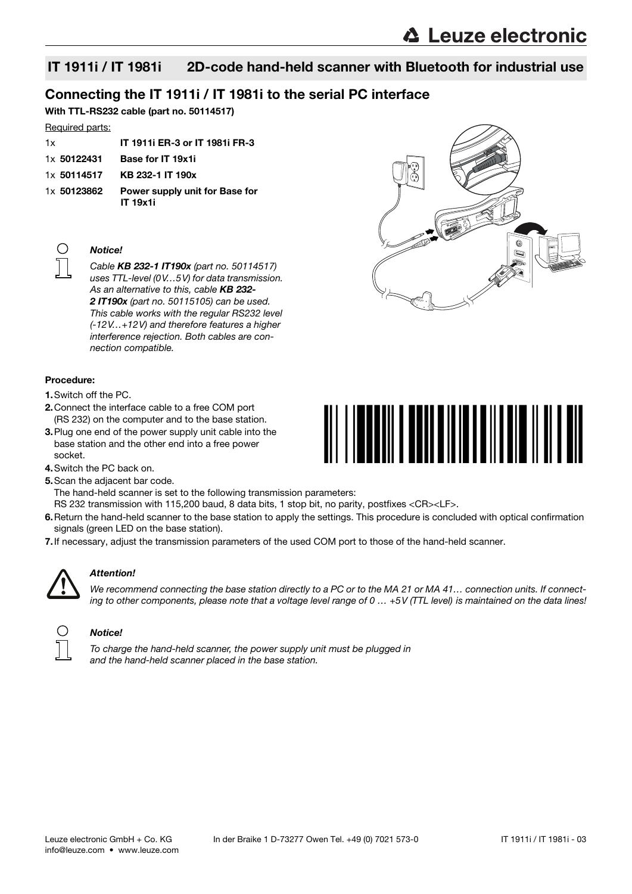## IT 1911i / IT 1981i 2D-code hand-held scanner with Bluetooth for industrial use

# Connecting the IT 1911i / IT 1981i to the serial PC interface

**With TTL-RS232 cable (part no. 50114517)**

Required parts:

| | |
|---|---|
| 1x | **IT 1911i ER-3 or IT 1981i FR-3** |
| 1x **50122431** | **Base for IT 19x1i** |
| 1x **50114517** | **KB 232-1 IT 190x** |
| 1x **50123862** | **Power supply unit for Base for IT 19x1i** |

***Notice!***

*Cable **KB 232-1 IT190x** (part no. 50114517) uses TTL-level (0V…5V) for data transmission. As an alternative to this, cable **KB 232-2 IT190x** (part no. 50115105) can be used. This cable works with the regular RS232 level (-12V…+12V) and therefore features a higher interference rejection. Both cables are connection compatible.*

**Procedure:**

1. Switch off the PC.
2. Connect the interface cable to a free COM port (RS 232) on the computer and to the base station.
3. Plug one end of the power supply unit cable into the base station and the other end into a free power socket.
4. Switch the PC back on.
5. Scan the adjacent bar code.
   The hand-held scanner is set to the following transmission parameters:
   RS 232 transmission with 115,200 baud, 8 data bits, 1 stop bit, no parity, postfixes <CR><LF>.
6. Return the hand-held scanner to the base station to apply the settings. This procedure is concluded with optical confirmation signals (green LED on the base station).
7. If necessary, adjust the transmission parameters of the used COM port to those of the hand-held scanner.

***Attention!***

*We recommend connecting the base station directly to a PC or to the MA 21 or MA 41… connection units. If connecting to other components, please note that a voltage level range of 0 … +5V (TTL level) is maintained on the data lines!*

***Notice!***

*To charge the hand-held scanner, the power supply unit must be plugged in and the hand-held scanner placed in the base station.*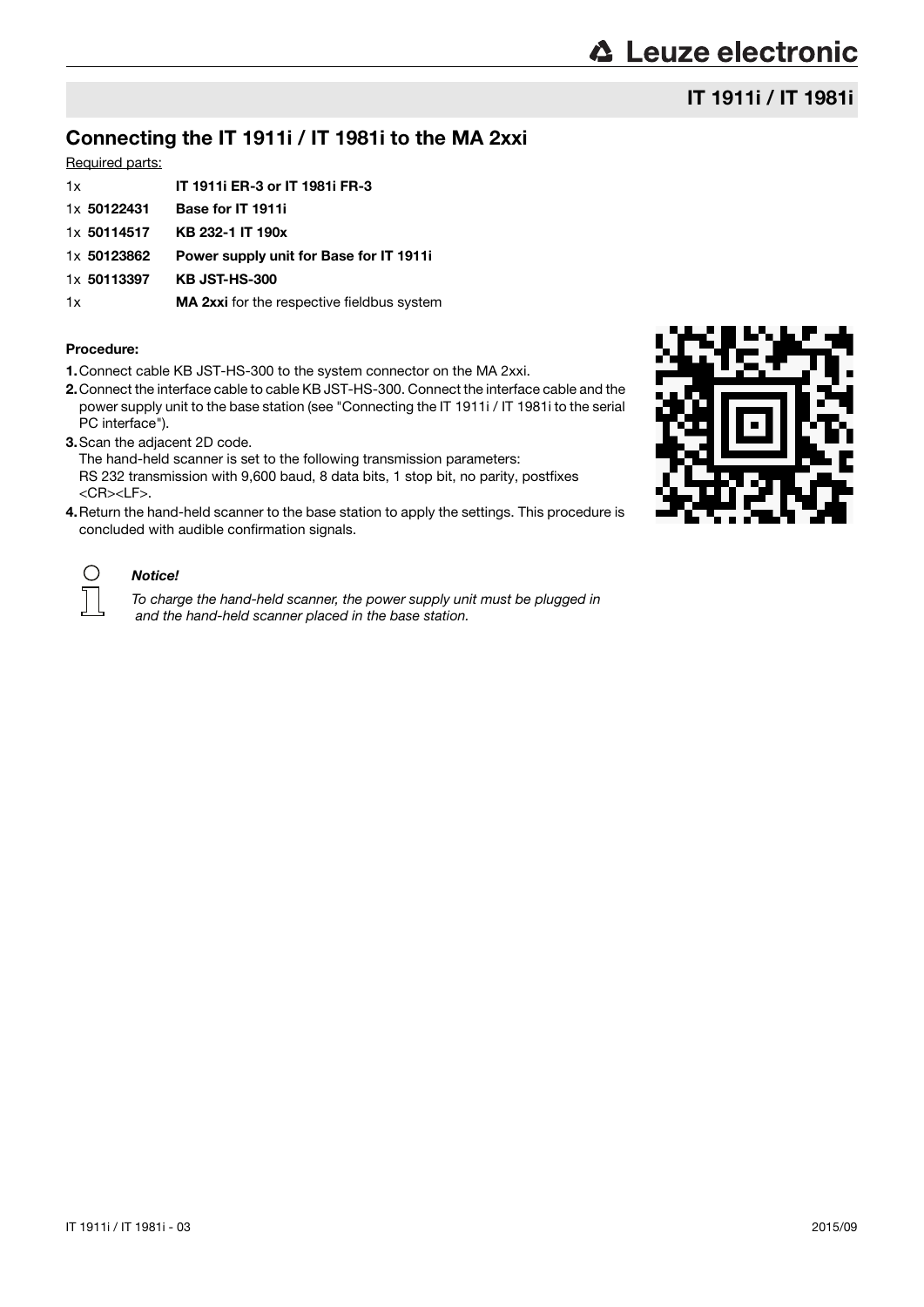## Connecting the IT 1911i / IT 1981i to the MA 2xxi

Required parts:

| | |
|---|---|
| 1x | **IT 1911i ER-3 or IT 1981i FR-3** |
| 1x **50122431** | **Base for IT 1911i** |
| 1x **50114517** | **KB 232-1 IT 190x** |
| 1x **50123862** | **Power supply unit for Base for IT 1911i** |
| 1x **50113397** | **KB JST-HS-300** |
| 1x | **MA 2xxi** for the respective fieldbus system |

**Procedure:**

1. Connect cable KB JST-HS-300 to the system connector on the MA 2xxi.
2. Connect the interface cable to cable KB JST-HS-300. Connect the interface cable and the power supply unit to the base station (see "Connecting the IT 1911i / IT 1981i to the serial PC interface").
3. Scan the adjacent 2D code.
   The hand-held scanner is set to the following transmission parameters:
   RS 232 transmission with 9,600 baud, 8 data bits, 1 stop bit, no parity, postfixes <CR><LF>.
4. Return the hand-held scanner to the base station to apply the settings. This procedure is concluded with audible confirmation signals.

***Notice!***

*To charge the hand-held scanner, the power supply unit must be plugged in and the hand-held scanner placed in the base station.*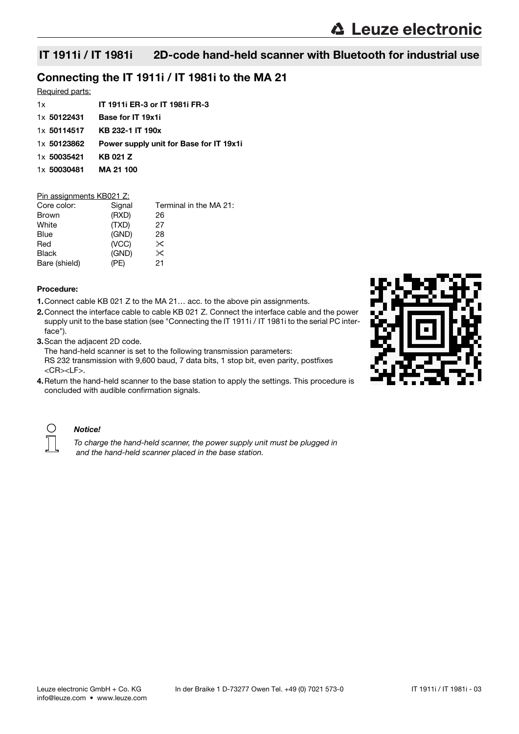## IT 1911i / IT 1981i 2D-code hand-held scanner with Bluetooth for industrial use

### Connecting the IT 1911i / IT 1981i to the MA 21

Required parts:

| | |
|---|---|
| 1x | **IT 1911i ER-3 or IT 1981i FR-3** |
| 1x **50122431** | **Base for IT 19x1i** |
| 1x **50114517** | **KB 232-1 IT 190x** |
| 1x **50123862** | **Power supply unit for Base for IT 19x1i** |
| 1x **50035421** | **KB 021 Z** |
| 1x **50030481** | **MA 21 100** |

Pin assignments KB021 Z:

| Core color: | Signal | Terminal in the MA 21: |
|---|---|---|
| Brown | (RXD) | 26 |
| White | (TXD) | 27 |
| Blue | (GND) | 28 |
| Red | (VCC) | ✂ |
| Black | (GND) | ✂ |
| Bare (shield) | (PE) | 21 |

**Procedure:**

1. Connect cable KB 021 Z to the MA 21… acc. to the above pin assignments.
2. Connect the interface cable to cable KB 021 Z. Connect the interface cable and the power supply unit to the base station (see "Connecting the IT 1911i / IT 1981i to the serial PC interface").
3. Scan the adjacent 2D code.
   The hand-held scanner is set to the following transmission parameters:
   RS 232 transmission with 9,600 baud, 7 data bits, 1 stop bit, even parity, postfixes <CR><LF>.
4. Return the hand-held scanner to the base station to apply the settings. This procedure is concluded with audible confirmation signals.

***Notice!***

*To charge the hand-held scanner, the power supply unit must be plugged in and the hand-held scanner placed in the base station.*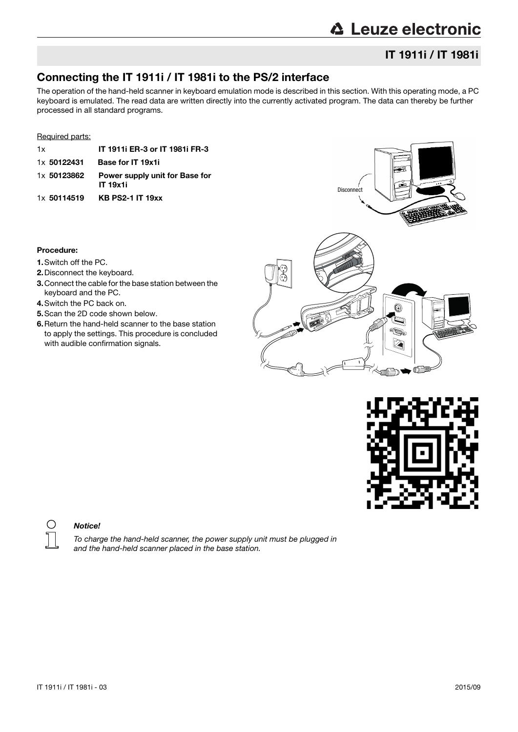## IT 1911i / IT 1981i

## Connecting the IT 1911i / IT 1981i to the PS/2 interface

The operation of the hand-held scanner in keyboard emulation mode is described in this section. With this operating mode, a PC keyboard is emulated. The read data are written directly into the currently activated program. The data can thereby be further processed in all standard programs.

Required parts:

| | |
|---|---|
| 1x | **IT 1911i ER-3 or IT 1981i FR-3** |
| 1x **50122431** | **Base for IT 19x1i** |
| 1x **50123862** | **Power supply unit for Base for IT 19x1i** |
| 1x **50114519** | **KB PS2-1 IT 19xx** |

Disconnect

**Procedure:**

1. Switch off the PC.
2. Disconnect the keyboard.
3. Connect the cable for the base station between the keyboard and the PC.
4. Switch the PC back on.
5. Scan the 2D code shown below.
6. Return the hand-held scanner to the base station to apply the settings. This procedure is concluded with audible confirmation signals.

***Notice!***

*To charge the hand-held scanner, the power supply unit must be plugged in and the hand-held scanner placed in the base station.*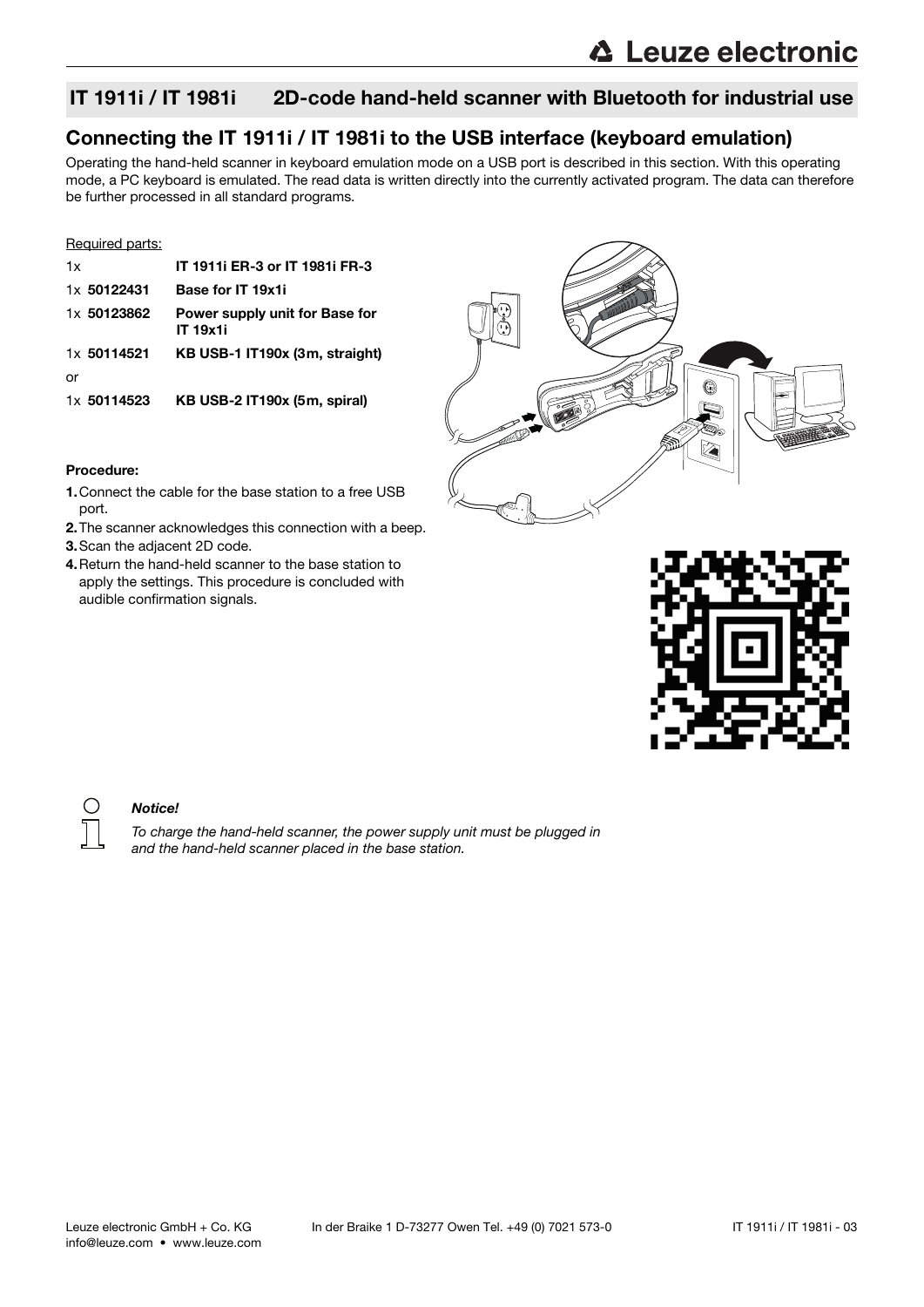## IT 1911i / IT 1981i 2D-code hand-held scanner with Bluetooth for industrial use

### Connecting the IT 1911i / IT 1981i to the USB interface (keyboard emulation)

Operating the hand-held scanner in keyboard emulation mode on a USB port is described in this section. With this operating mode, a PC keyboard is emulated. The read data is written directly into the currently activated program. The data can therefore be further processed in all standard programs.

Required parts:

| | |
|---|---|
| 1x | **IT 1911i ER-3 or IT 1981i FR-3** |
| 1x **50122431** | **Base for IT 19x1i** |
| 1x **50123862** | **Power supply unit for Base for IT 19x1i** |
| 1x **50114521** | **KB USB-1 IT190x (3m, straight)** |
| or | |
| 1x **50114523** | **KB USB-2 IT190x (5m, spiral)** |

**Procedure:**

1. Connect the cable for the base station to a free USB port.
2. The scanner acknowledges this connection with a beep.
3. Scan the adjacent 2D code.
4. Return the hand-held scanner to the base station to apply the settings. This procedure is concluded with audible confirmation signals.

*Notice!*

*To charge the hand-held scanner, the power supply unit must be plugged in and the hand-held scanner placed in the base station.*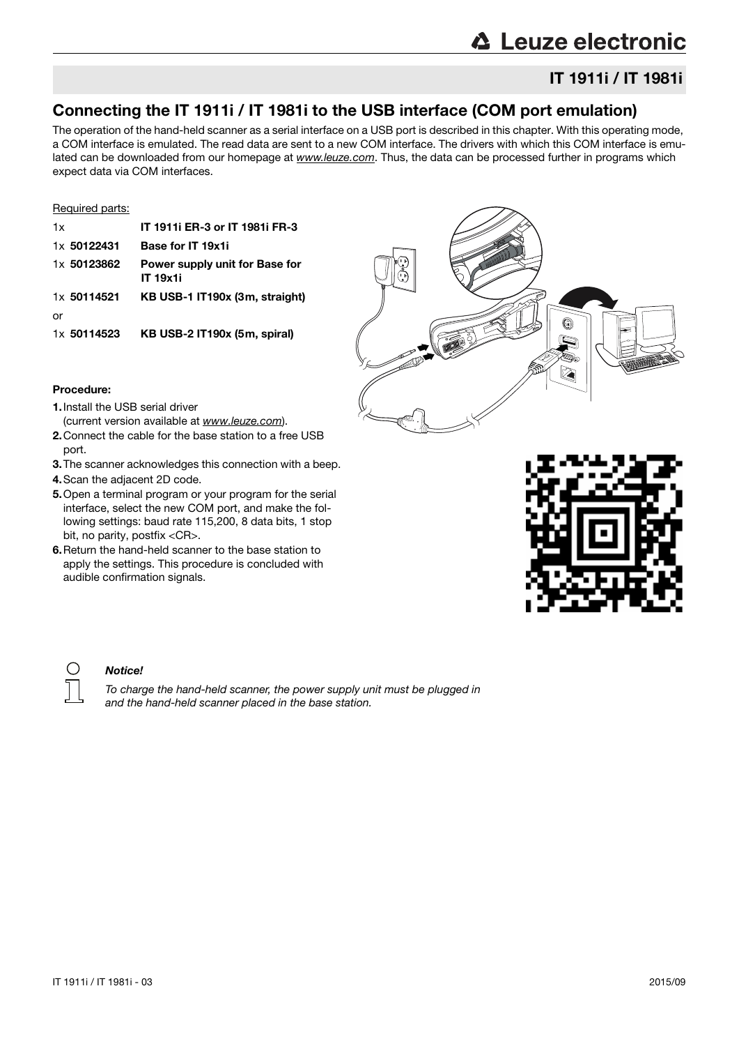## IT 1911i / IT 1981i

# Connecting the IT 1911i / IT 1981i to the USB interface (COM port emulation)

The operation of the hand-held scanner as a serial interface on a USB port is described in this chapter. With this operating mode, a COM interface is emulated. The read data are sent to a new COM interface. The drivers with which this COM interface is emulated can be downloaded from our homepage at *www.leuze.com*. Thus, the data can be processed further in programs which expect data via COM interfaces.

Required parts:

| | |
|---|---|
| 1x | **IT 1911i ER-3 or IT 1981i FR-3** |
| 1x **50122431** | **Base for IT 19x1i** |
| 1x **50123862** | **Power supply unit for Base for IT 19x1i** |
| 1x **50114521** | **KB USB-1 IT190x (3m, straight)** |
| or | |
| 1x **50114523** | **KB USB-2 IT190x (5m, spiral)** |

**Procedure:**

1. Install the USB serial driver (current version available at *www.leuze.com*).
2. Connect the cable for the base station to a free USB port.
3. The scanner acknowledges this connection with a beep.
4. Scan the adjacent 2D code.
5. Open a terminal program or your program for the serial interface, select the new COM port, and make the following settings: baud rate 115,200, 8 data bits, 1 stop bit, no parity, postfix <CR>.
6. Return the hand-held scanner to the base station to apply the settings. This procedure is concluded with audible confirmation signals.

***Notice!***

*To charge the hand-held scanner, the power supply unit must be plugged in and the hand-held scanner placed in the base station.*